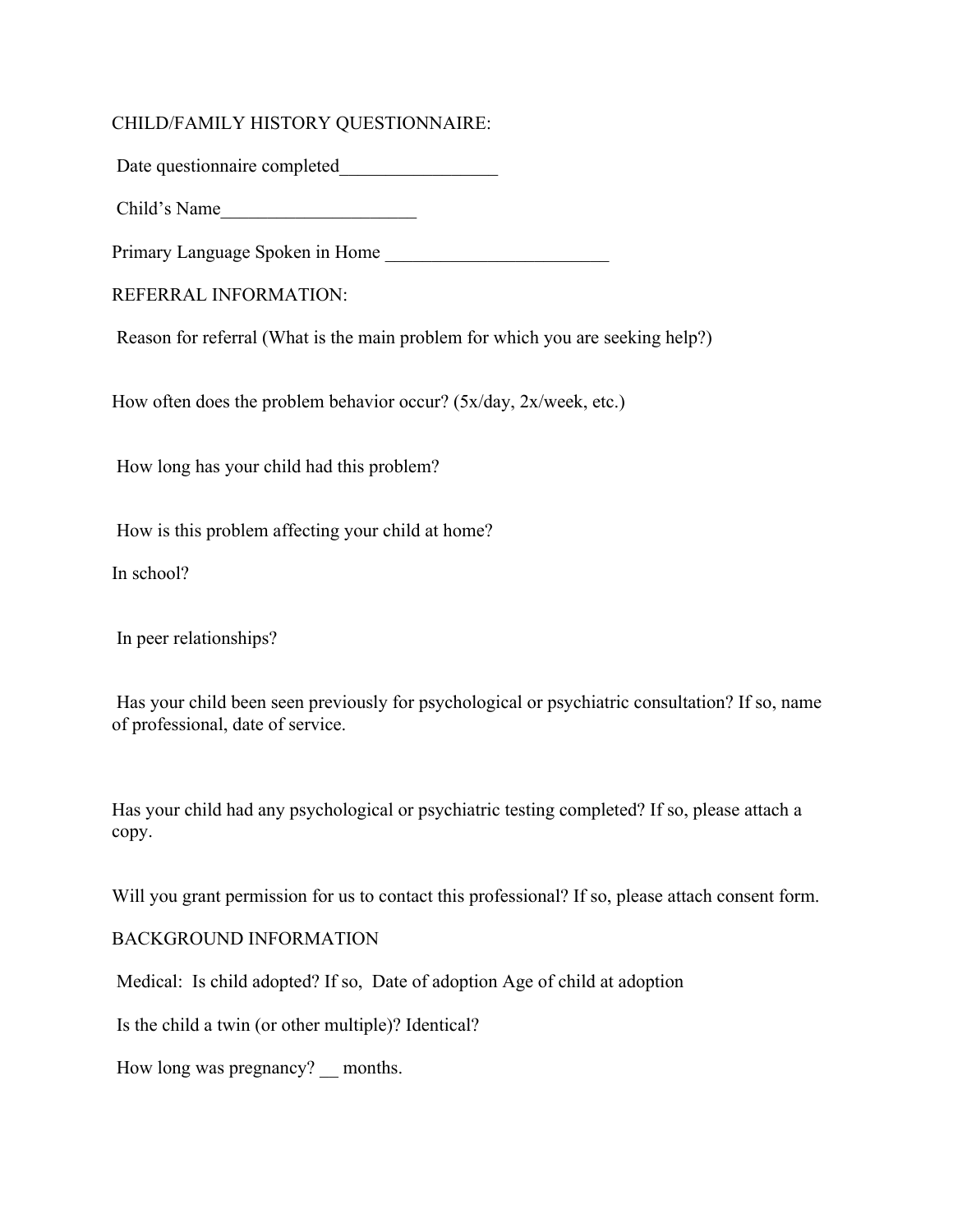## CHILD/FAMILY HISTORY QUESTIONNAIRE:

Date questionnaire completed_________________

Child's Name_____________________

Primary Language Spoken in Home ________________________

## REFERRAL INFORMATION:

Reason for referral (What is the main problem for which you are seeking help?)

How often does the problem behavior occur? (5x/day, 2x/week, etc.)

How long has your child had this problem?

How is this problem affecting your child at home?

In school?

In peer relationships?

Has your child been seen previously for psychological or psychiatric consultation? If so, name of professional, date of service.

Has your child had any psychological or psychiatric testing completed? If so, please attach a copy.

Will you grant permission for us to contact this professional? If so, please attach consent form.

## BACKGROUND INFORMATION

Medical: Is child adopted? If so, Date of adoption Age of child at adoption

Is the child a twin (or other multiple)? Identical?

How long was pregnancy? __ months.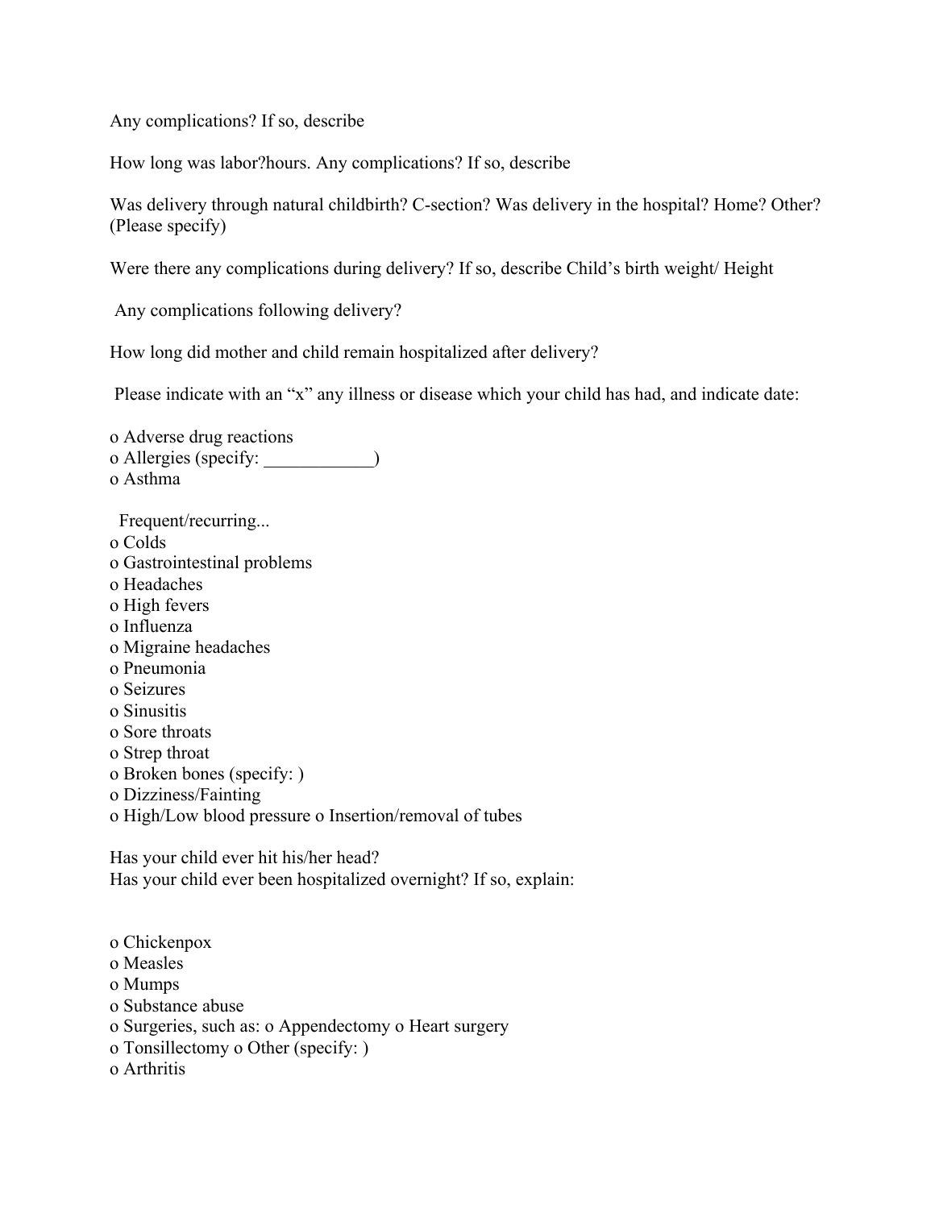Any complications? If so, describe

How long was labor?hours. Any complications? If so, describe

Was delivery through natural childbirth? C-section? Was delivery in the hospital? Home? Other? (Please specify)

Were there any complications during delivery? If so, describe Child's birth weight/ Height

Any complications following delivery?

How long did mother and child remain hospitalized after delivery?

Please indicate with an "x" any illness or disease which your child has had, and indicate date:

o Adverse drug reactions
o Allergies (specify: ____________)
o Asthma

Frequent/recurring...
o Colds
o Gastrointestinal problems
o Headaches
o High fevers
o Influenza
o Migraine headaches
o Pneumonia
o Seizures
o Sinusitis
o Sore throats
o Strep throat
o Broken bones (specify: )
o Dizziness/Fainting
o High/Low blood pressure o Insertion/removal of tubes

Has your child ever hit his/her head?
Has your child ever been hospitalized overnight? If so, explain:

o Chickenpox
o Measles
o Mumps
o Substance abuse
o Surgeries, such as: o Appendectomy o Heart surgery
o Tonsillectomy o Other (specify: )
o Arthritis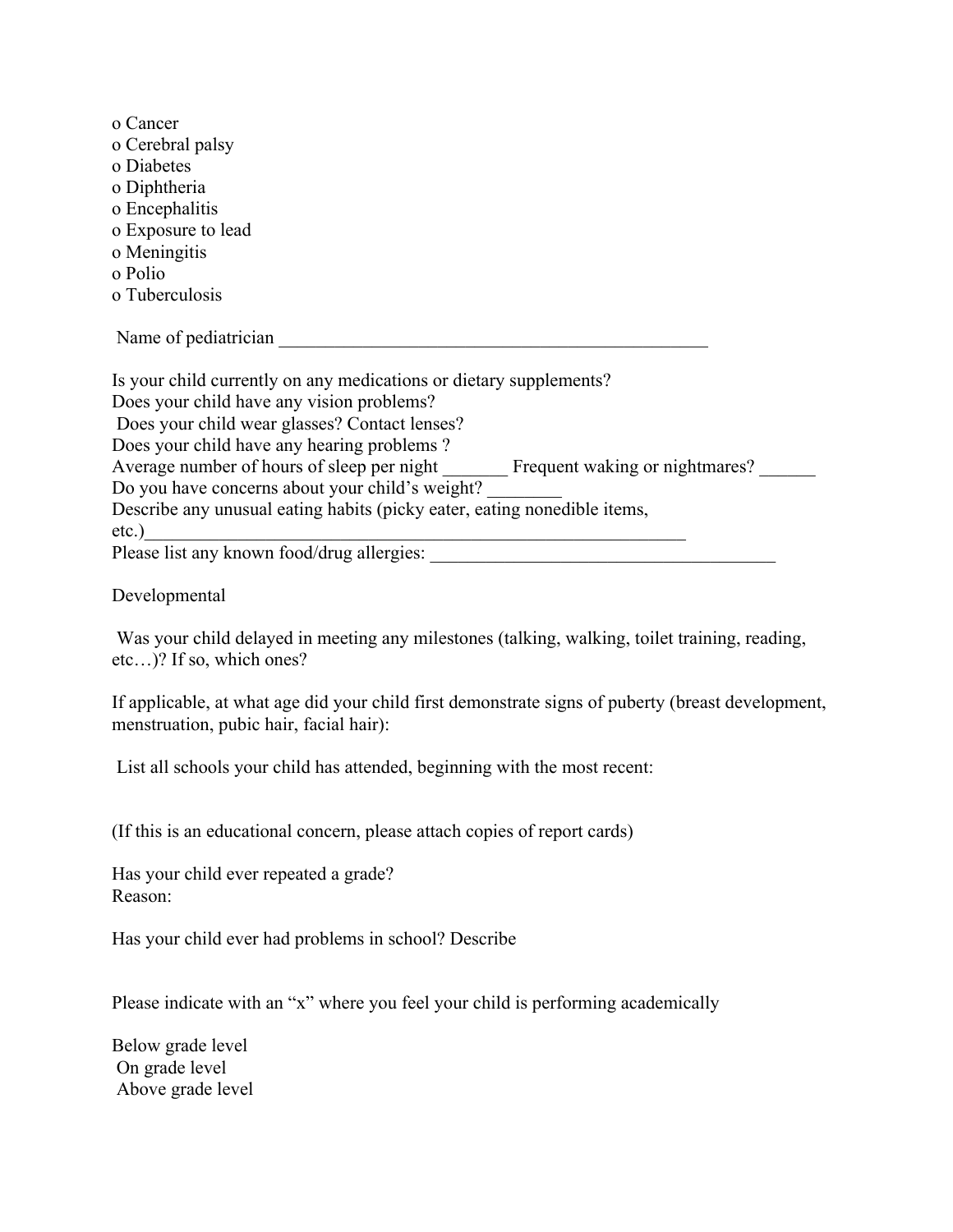o Cancer
o Cerebral palsy
o Diabetes
o Diphtheria
o Encephalitis
o Exposure to lead
o Meningitis
o Polio
o Tuberculosis

Name of pediatrician ________________________________________________

Is your child currently on any medications or dietary supplements?
Does your child have any vision problems?
Does your child wear glasses? Contact lenses?
Does your child have any hearing problems ?
Average number of hours of sleep per night _______ Frequent waking or nightmares? ______
Do you have concerns about your child's weight? ________
Describe any unusual eating habits (picky eater, eating nonedible items, etc.)____________________________________________________________
Please list any known food/drug allergies: ____________________________________

Developmental

Was your child delayed in meeting any milestones (talking, walking, toilet training, reading, etc…)? If so, which ones?

If applicable, at what age did your child first demonstrate signs of puberty (breast development, menstruation, pubic hair, facial hair):

List all schools your child has attended, beginning with the most recent:

(If this is an educational concern, please attach copies of report cards)

Has your child ever repeated a grade?
Reason:

Has your child ever had problems in school? Describe

Please indicate with an "x" where you feel your child is performing academically

Below grade level
On grade level
Above grade level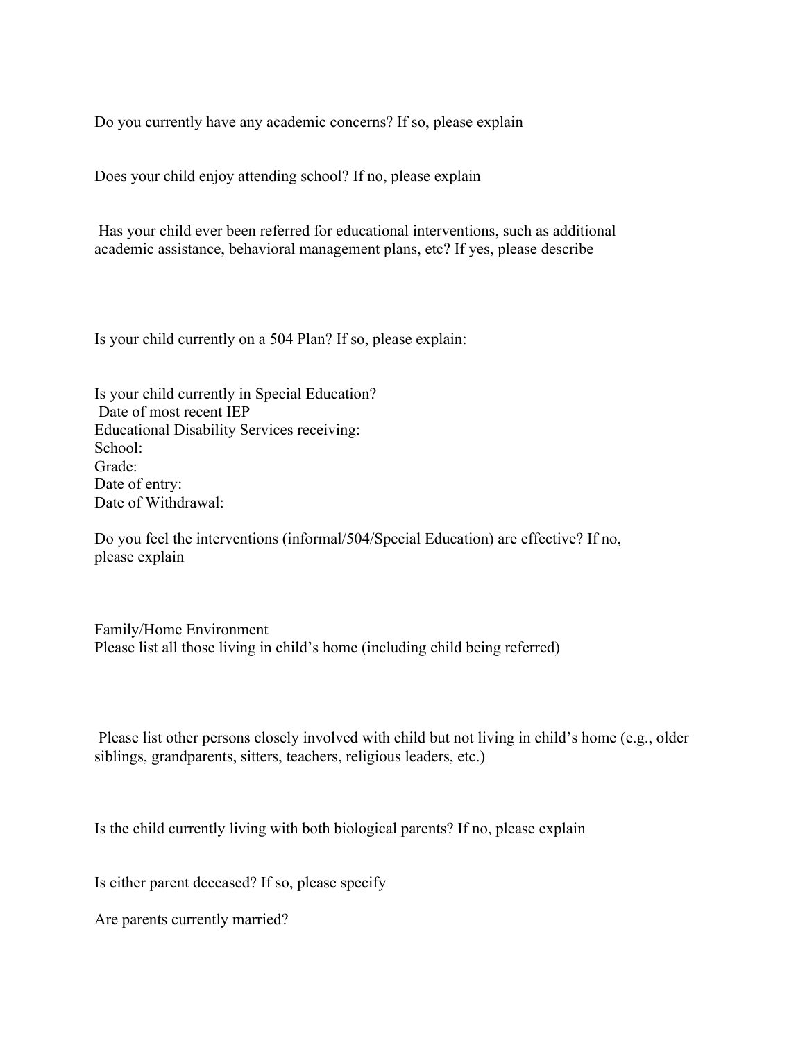Do you currently have any academic concerns? If so, please explain

Does your child enjoy attending school? If no, please explain

Has your child ever been referred for educational interventions, such as additional academic assistance, behavioral management plans, etc? If yes, please describe

Is your child currently on a 504 Plan? If so, please explain:

Is your child currently in Special Education?
Date of most recent IEP
Educational Disability Services receiving:
School:
Grade:
Date of entry:
Date of Withdrawal:

Do you feel the interventions (informal/504/Special Education) are effective? If no, please explain

Family/Home Environment
Please list all those living in child's home (including child being referred)

Please list other persons closely involved with child but not living in child's home (e.g., older siblings, grandparents, sitters, teachers, religious leaders, etc.)

Is the child currently living with both biological parents? If no, please explain

Is either parent deceased? If so, please specify

Are parents currently married?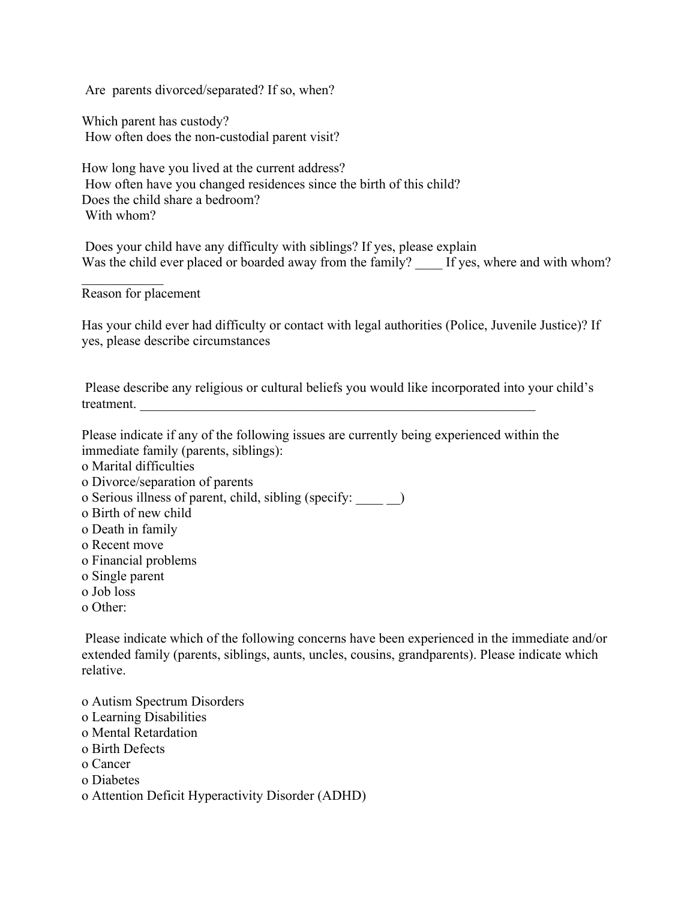Are parents divorced/separated? If so, when?

Which parent has custody?
How often does the non-custodial parent visit?

How long have you lived at the current address?
How often have you changed residences since the birth of this child?
Does the child share a bedroom?
With whom?

Does your child have any difficulty with siblings? If yes, please explain
Was the child ever placed or boarded away from the family? ____ If yes, where and with whom? ____________
Reason for placement

Has your child ever had difficulty or contact with legal authorities (Police, Juvenile Justice)? If yes, please describe circumstances

Please describe any religious or cultural beliefs you would like incorporated into your child's treatment. ______________________________________________________________

Please indicate if any of the following issues are currently being experienced within the immediate family (parents, siblings):

- o Marital difficulties
- o Divorce/separation of parents
- o Serious illness of parent, child, sibling (specify: ____ __)
- o Birth of new child
- o Death in family
- o Recent move
- o Financial problems
- o Single parent
- o Job loss
- o Other:

Please indicate which of the following concerns have been experienced in the immediate and/or extended family (parents, siblings, aunts, uncles, cousins, grandparents). Please indicate which relative.

- o Autism Spectrum Disorders
- o Learning Disabilities
- o Mental Retardation
- o Birth Defects
- o Cancer
- o Diabetes
- o Attention Deficit Hyperactivity Disorder (ADHD)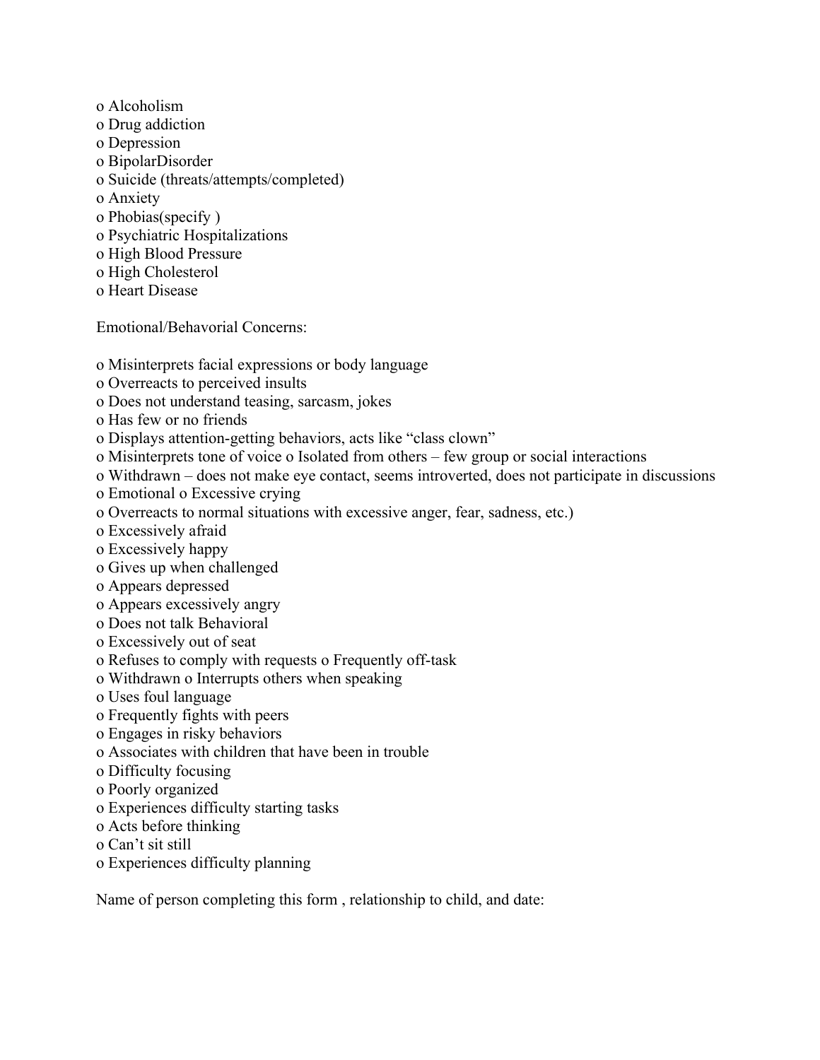- o Alcoholism
- o Drug addiction
- o Depression
- o BipolarDisorder
- o Suicide (threats/attempts/completed)
- o Anxiety
- o Phobias(specify )
- o Psychiatric Hospitalizations
- o High Blood Pressure
- o High Cholesterol
- o Heart Disease

Emotional/Behavorial Concerns:

- o Misinterprets facial expressions or body language
- o Overreacts to perceived insults
- o Does not understand teasing, sarcasm, jokes
- o Has few or no friends
- o Displays attention-getting behaviors, acts like "class clown"
- o Misinterprets tone of voice o Isolated from others – few group or social interactions
- o Withdrawn – does not make eye contact, seems introverted, does not participate in discussions
- o Emotional o Excessive crying
- o Overreacts to normal situations with excessive anger, fear, sadness, etc.)
- o Excessively afraid
- o Excessively happy
- o Gives up when challenged
- o Appears depressed
- o Appears excessively angry
- o Does not talk Behavioral
- o Excessively out of seat
- o Refuses to comply with requests o Frequently off-task
- o Withdrawn o Interrupts others when speaking
- o Uses foul language
- o Frequently fights with peers
- o Engages in risky behaviors
- o Associates with children that have been in trouble
- o Difficulty focusing
- o Poorly organized
- o Experiences difficulty starting tasks
- o Acts before thinking
- o Can't sit still
- o Experiences difficulty planning

Name of person completing this form , relationship to child, and date: